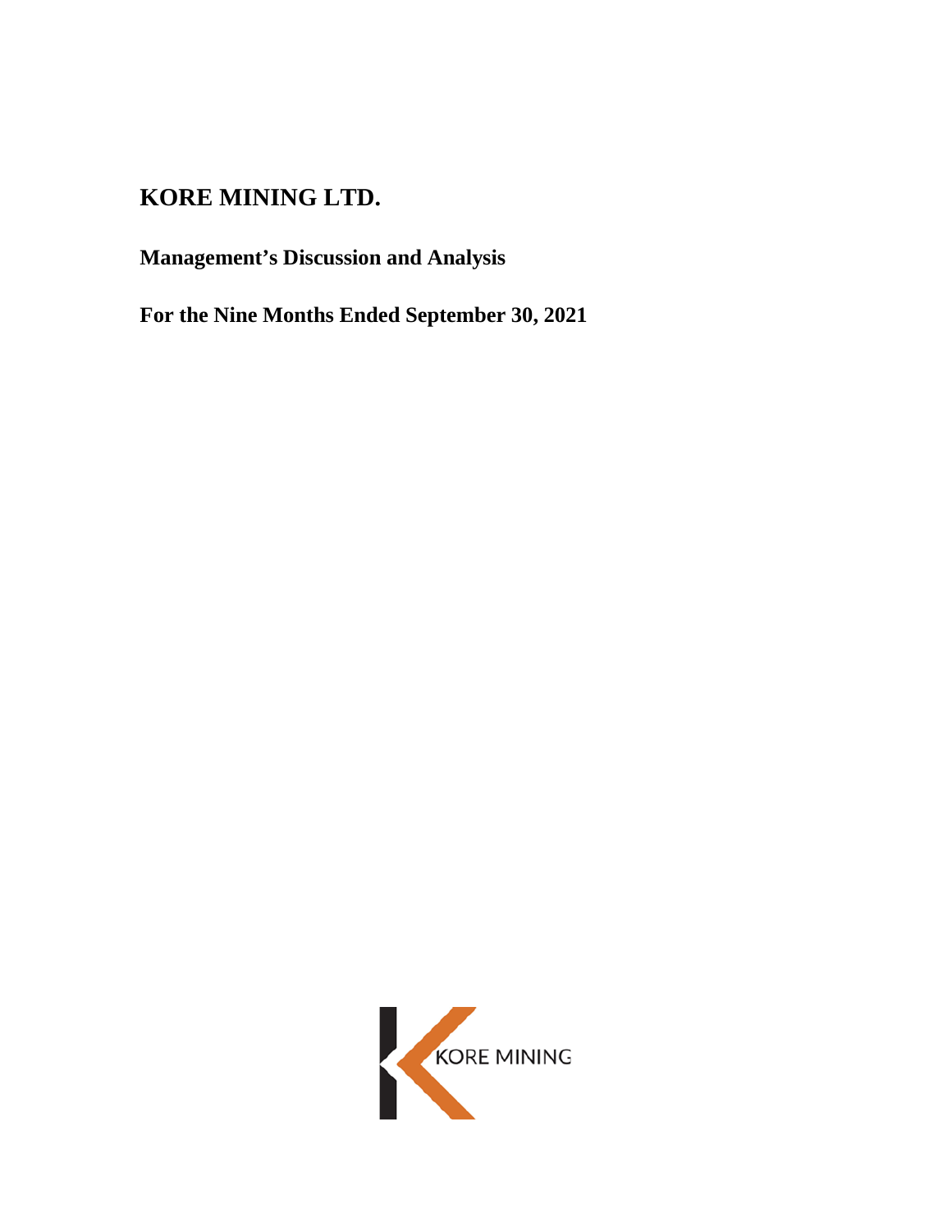# KORE MINING LTD.

## Management's Discussion and Analysis

## For the Nine Months Ended September 30, 2021

KORE MINING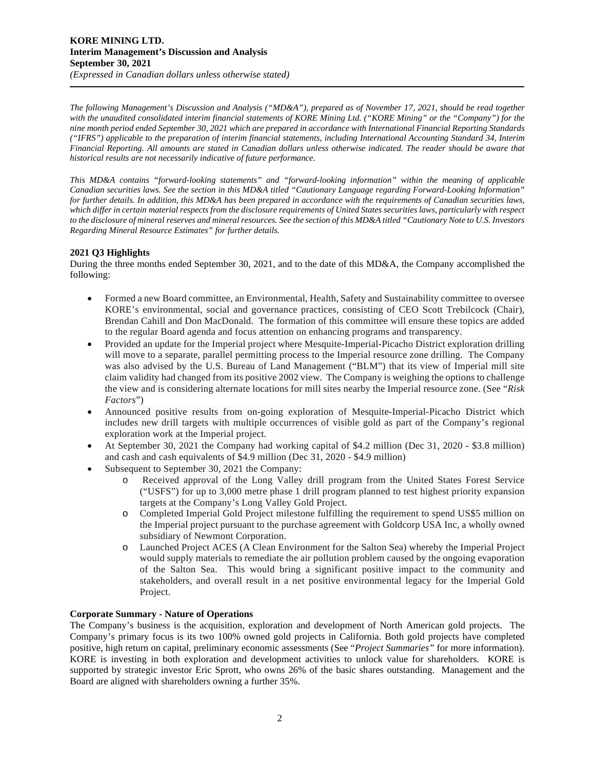*The following Management's Discussion and Analysis ("MD&A"), prepared as of November 17, 2021, should be read together with the unaudited consolidated interim financial statements of KORE Mining Ltd. ("KORE Mining" or the "Company") for the nine month period ended September 30, 2021 which are prepared in accordance with International Financial Reporting Standards ("IFRS") applicable to the preparation of interim financial statements, including International Accounting Standard 34, Interim Financial Reporting. All amounts are stated in Canadian dollars unless otherwise indicated. The reader should be aware that historical results are not necessarily indicative of future performance.*

*This MD&A contains "forward-looking statements" and "forward-looking information" within the meaning of applicable Canadian securities laws. See the section in this MD&A titled "Cautionary Language regarding Forward-Looking Information" for further details. In addition, this MD&A has been prepared in accordance with the requirements of Canadian securities laws, which differ in certain material respects from the disclosure requirements of United States securities laws, particularly with respect to the disclosure of mineral reserves and mineral resources. See the section of this MD&A titled "Cautionary Note to U.S. Investors Regarding Mineral Resource Estimates" for further details.*

**2021 Q3 Highlights**

During the three months ended September 30, 2021, and to the date of this MD&A, the Company accomplished the following:

- Formed a new Board committee, an Environmental, Health, Safety and Sustainability committee to oversee KORE's environmental, social and governance practices, consisting of CEO Scott Trebilcock (Chair), Brendan Cahill and Don MacDonald. The formation of this committee will ensure these topics are added to the regular Board agenda and focus attention on enhancing programs and transparency.
- Provided an update for the Imperial project where Mesquite-Imperial-Picacho District exploration drilling will move to a separate, parallel permitting process to the Imperial resource zone drilling. The Company was also advised by the U.S. Bureau of Land Management ("BLM") that its view of Imperial mill site claim validity had changed from its positive 2002 view. The Company is weighing the options to challenge the view and is considering alternate locations for mill sites nearby the Imperial resource zone. (See "*Risk Factors*")
- Announced positive results from on-going exploration of Mesquite-Imperial-Picacho District which includes new drill targets with multiple occurrences of visible gold as part of the Company's regional exploration work at the Imperial project.
- At September 30, 2021 the Company had working capital of $4.2 million (Dec 31, 2020 - $3.8 million) and cash and cash equivalents of $4.9 million (Dec 31, 2020 - $4.9 million)
- Subsequent to September 30, 2021 the Company:
  - Received approval of the Long Valley drill program from the United States Forest Service ("USFS") for up to 3,000 metre phase 1 drill program planned to test highest priority expansion targets at the Company's Long Valley Gold Project.
  - Completed Imperial Gold Project milestone fulfilling the requirement to spend US$5 million on the Imperial project pursuant to the purchase agreement with Goldcorp USA Inc, a wholly owned subsidiary of Newmont Corporation.
  - Launched Project ACES (A Clean Environment for the Salton Sea) whereby the Imperial Project would supply materials to remediate the air pollution problem caused by the ongoing evaporation of the Salton Sea. This would bring a significant positive impact to the community and stakeholders, and overall result in a net positive environmental legacy for the Imperial Gold Project.

**Corporate Summary - Nature of Operations**

The Company's business is the acquisition, exploration and development of North American gold projects. The Company's primary focus is its two 100% owned gold projects in California. Both gold projects have completed positive, high return on capital, preliminary economic assessments (See "*Project Summaries"* for more information). KORE is investing in both exploration and development activities to unlock value for shareholders. KORE is supported by strategic investor Eric Sprott, who owns 26% of the basic shares outstanding. Management and the Board are aligned with shareholders owning a further 35%.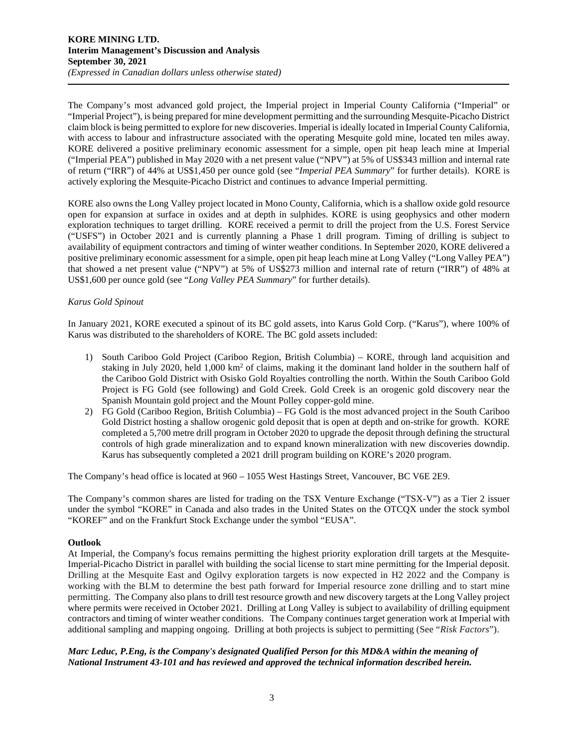The Company's most advanced gold project, the Imperial project in Imperial County California ("Imperial" or "Imperial Project"), is being prepared for mine development permitting and the surrounding Mesquite-Picacho District claim block is being permitted to explore for new discoveries. Imperial is ideally located in Imperial County California, with access to labour and infrastructure associated with the operating Mesquite gold mine, located ten miles away. KORE delivered a positive preliminary economic assessment for a simple, open pit heap leach mine at Imperial ("Imperial PEA") published in May 2020 with a net present value ("NPV") at 5% of US$343 million and internal rate of return ("IRR") of 44% at US$1,450 per ounce gold (see "*Imperial PEA Summary*" for further details). KORE is actively exploring the Mesquite-Picacho District and continues to advance Imperial permitting.

KORE also owns the Long Valley project located in Mono County, California, which is a shallow oxide gold resource open for expansion at surface in oxides and at depth in sulphides. KORE is using geophysics and other modern exploration techniques to target drilling. KORE received a permit to drill the project from the U.S. Forest Service ("USFS") in October 2021 and is currently planning a Phase 1 drill program. Timing of drilling is subject to availability of equipment contractors and timing of winter weather conditions. In September 2020, KORE delivered a positive preliminary economic assessment for a simple, open pit heap leach mine at Long Valley ("Long Valley PEA") that showed a net present value ("NPV") at 5% of US$273 million and internal rate of return ("IRR") of 48% at US$1,600 per ounce gold (see "*Long Valley PEA Summary*" for further details).

*Karus Gold Spinout*

In January 2021, KORE executed a spinout of its BC gold assets, into Karus Gold Corp. ("Karus"), where 100% of Karus was distributed to the shareholders of KORE. The BC gold assets included:

1) South Cariboo Gold Project (Cariboo Region, British Columbia) – KORE, through land acquisition and staking in July 2020, held 1,000 $km^2$ of claims, making it the dominant land holder in the southern half of the Cariboo Gold District with Osisko Gold Royalties controlling the north. Within the South Cariboo Gold Project is FG Gold (see following) and Gold Creek. Gold Creek is an orogenic gold discovery near the Spanish Mountain gold project and the Mount Polley copper-gold mine.
2) FG Gold (Cariboo Region, British Columbia) – FG Gold is the most advanced project in the South Cariboo Gold District hosting a shallow orogenic gold deposit that is open at depth and on-strike for growth. KORE completed a 5,700 metre drill program in October 2020 to upgrade the deposit through defining the structural controls of high grade mineralization and to expand known mineralization with new discoveries downdip. Karus has subsequently completed a 2021 drill program building on KORE's 2020 program.

The Company's head office is located at 960 – 1055 West Hastings Street, Vancouver, BC V6E 2E9.

The Company's common shares are listed for trading on the TSX Venture Exchange ("TSX-V") as a Tier 2 issuer under the symbol "KORE" in Canada and also trades in the United States on the OTCQX under the stock symbol "KOREF" and on the Frankfurt Stock Exchange under the symbol "EUSA".

**Outlook**

At Imperial, the Company's focus remains permitting the highest priority exploration drill targets at the Mesquite-Imperial-Picacho District in parallel with building the social license to start mine permitting for the Imperial deposit. Drilling at the Mesquite East and Ogilvy exploration targets is now expected in H2 2022 and the Company is working with the BLM to determine the best path forward for Imperial resource zone drilling and to start mine permitting. The Company also plans to drill test resource growth and new discovery targets at the Long Valley project where permits were received in October 2021. Drilling at Long Valley is subject to availability of drilling equipment contractors and timing of winter weather conditions. The Company continues target generation work at Imperial with additional sampling and mapping ongoing. Drilling at both projects is subject to permitting (See "*Risk Factors*").

***Marc Leduc, P.Eng, is the Company's designated Qualified Person for this MD&A within the meaning of National Instrument 43-101 and has reviewed and approved the technical information described herein.***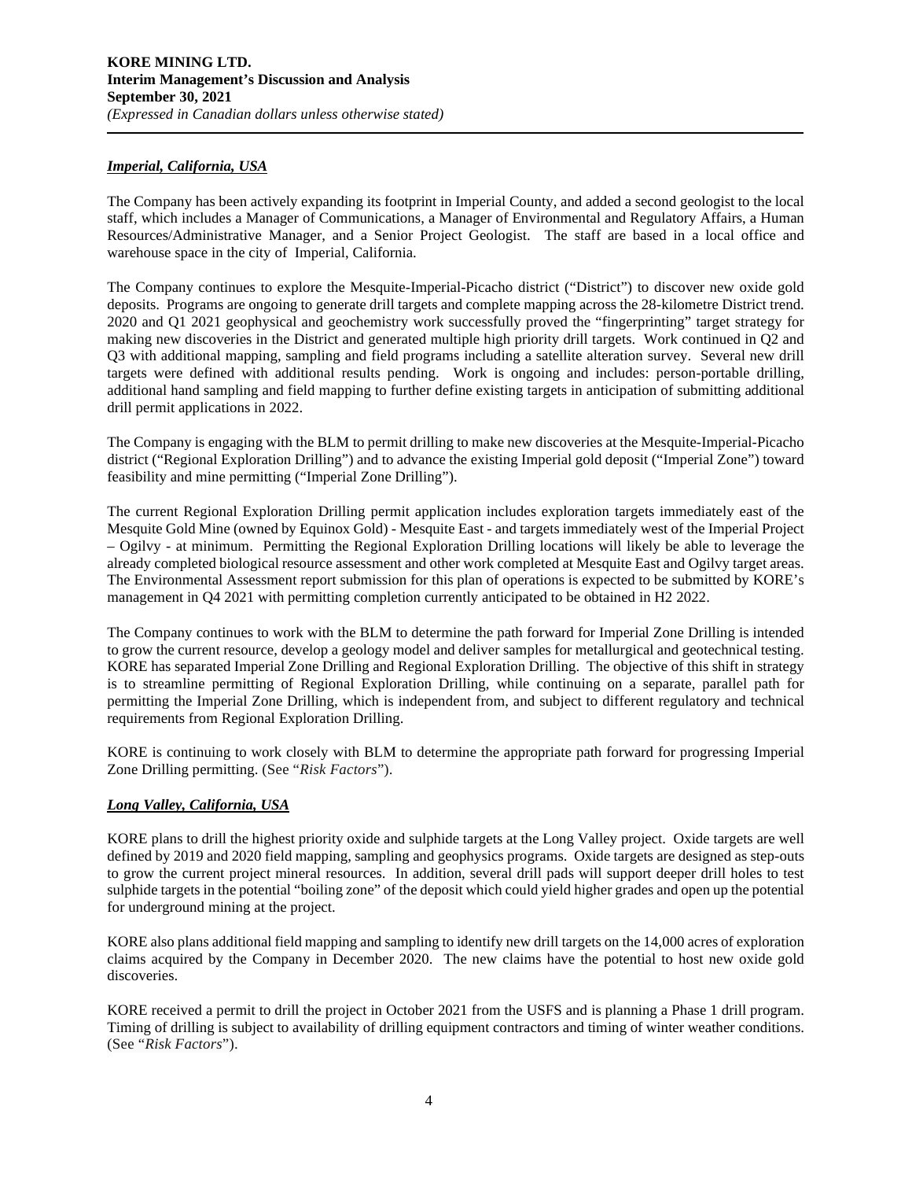### ***Imperial, California, USA***

The Company has been actively expanding its footprint in Imperial County, and added a second geologist to the local staff, which includes a Manager of Communications, a Manager of Environmental and Regulatory Affairs, a Human Resources/Administrative Manager, and a Senior Project Geologist. The staff are based in a local office and warehouse space in the city of Imperial, California.

The Company continues to explore the Mesquite-Imperial-Picacho district ("District") to discover new oxide gold deposits. Programs are ongoing to generate drill targets and complete mapping across the 28-kilometre District trend. 2020 and Q1 2021 geophysical and geochemistry work successfully proved the "fingerprinting" target strategy for making new discoveries in the District and generated multiple high priority drill targets. Work continued in Q2 and Q3 with additional mapping, sampling and field programs including a satellite alteration survey. Several new drill targets were defined with additional results pending. Work is ongoing and includes: person-portable drilling, additional hand sampling and field mapping to further define existing targets in anticipation of submitting additional drill permit applications in 2022.

The Company is engaging with the BLM to permit drilling to make new discoveries at the Mesquite-Imperial-Picacho district ("Regional Exploration Drilling") and to advance the existing Imperial gold deposit ("Imperial Zone") toward feasibility and mine permitting ("Imperial Zone Drilling").

The current Regional Exploration Drilling permit application includes exploration targets immediately east of the Mesquite Gold Mine (owned by Equinox Gold) - Mesquite East - and targets immediately west of the Imperial Project – Ogilvy - at minimum. Permitting the Regional Exploration Drilling locations will likely be able to leverage the already completed biological resource assessment and other work completed at Mesquite East and Ogilvy target areas. The Environmental Assessment report submission for this plan of operations is expected to be submitted by KORE's management in Q4 2021 with permitting completion currently anticipated to be obtained in H2 2022.

The Company continues to work with the BLM to determine the path forward for Imperial Zone Drilling is intended to grow the current resource, develop a geology model and deliver samples for metallurgical and geotechnical testing. KORE has separated Imperial Zone Drilling and Regional Exploration Drilling. The objective of this shift in strategy is to streamline permitting of Regional Exploration Drilling, while continuing on a separate, parallel path for permitting the Imperial Zone Drilling, which is independent from, and subject to different regulatory and technical requirements from Regional Exploration Drilling.

KORE is continuing to work closely with BLM to determine the appropriate path forward for progressing Imperial Zone Drilling permitting. (See "*Risk Factors*").

### ***Long Valley, California, USA***

KORE plans to drill the highest priority oxide and sulphide targets at the Long Valley project. Oxide targets are well defined by 2019 and 2020 field mapping, sampling and geophysics programs. Oxide targets are designed as step-outs to grow the current project mineral resources. In addition, several drill pads will support deeper drill holes to test sulphide targets in the potential "boiling zone" of the deposit which could yield higher grades and open up the potential for underground mining at the project.

KORE also plans additional field mapping and sampling to identify new drill targets on the 14,000 acres of exploration claims acquired by the Company in December 2020. The new claims have the potential to host new oxide gold discoveries.

KORE received a permit to drill the project in October 2021 from the USFS and is planning a Phase 1 drill program. Timing of drilling is subject to availability of drilling equipment contractors and timing of winter weather conditions. (See "*Risk Factors*").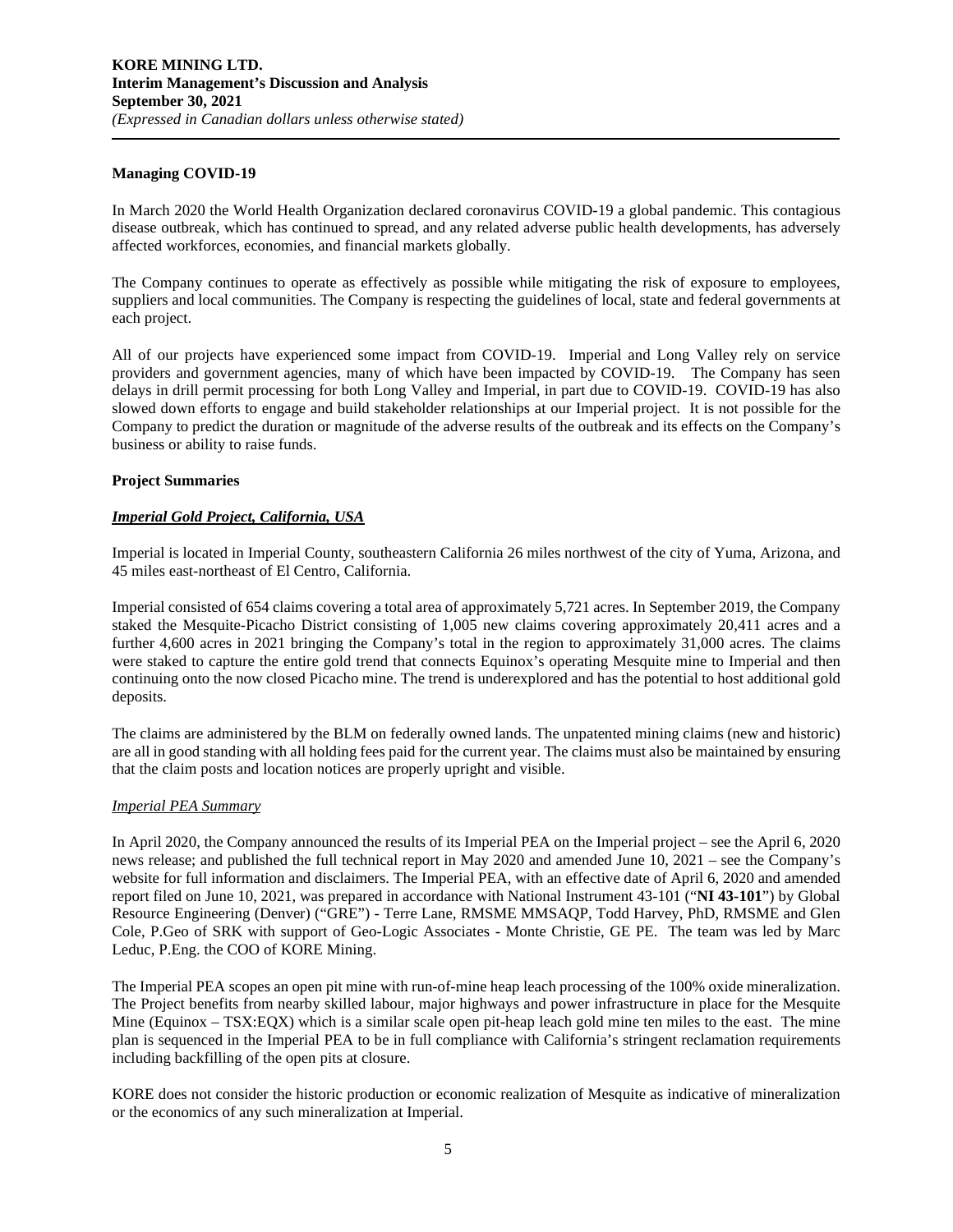## Managing COVID-19

In March 2020 the World Health Organization declared coronavirus COVID-19 a global pandemic. This contagious disease outbreak, which has continued to spread, and any related adverse public health developments, has adversely affected workforces, economies, and financial markets globally.

The Company continues to operate as effectively as possible while mitigating the risk of exposure to employees, suppliers and local communities. The Company is respecting the guidelines of local, state and federal governments at each project.

All of our projects have experienced some impact from COVID-19. Imperial and Long Valley rely on service providers and government agencies, many of which have been impacted by COVID-19. The Company has seen delays in drill permit processing for both Long Valley and Imperial, in part due to COVID-19. COVID-19 has also slowed down efforts to engage and build stakeholder relationships at our Imperial project. It is not possible for the Company to predict the duration or magnitude of the adverse results of the outbreak and its effects on the Company's business or ability to raise funds.

## Project Summaries

### ***Imperial Gold Project, California, USA***

Imperial is located in Imperial County, southeastern California 26 miles northwest of the city of Yuma, Arizona, and 45 miles east-northeast of El Centro, California.

Imperial consisted of 654 claims covering a total area of approximately 5,721 acres. In September 2019, the Company staked the Mesquite-Picacho District consisting of 1,005 new claims covering approximately 20,411 acres and a further 4,600 acres in 2021 bringing the Company's total in the region to approximately 31,000 acres. The claims were staked to capture the entire gold trend that connects Equinox's operating Mesquite mine to Imperial and then continuing onto the now closed Picacho mine. The trend is underexplored and has the potential to host additional gold deposits.

The claims are administered by the BLM on federally owned lands. The unpatented mining claims (new and historic) are all in good standing with all holding fees paid for the current year. The claims must also be maintained by ensuring that the claim posts and location notices are properly upright and visible.

#### *Imperial PEA Summary*

In April 2020, the Company announced the results of its Imperial PEA on the Imperial project – see the April 6, 2020 news release; and published the full technical report in May 2020 and amended June 10, 2021 – see the Company's website for full information and disclaimers. The Imperial PEA, with an effective date of April 6, 2020 and amended report filed on June 10, 2021, was prepared in accordance with National Instrument 43-101 ("**NI 43-101**") by Global Resource Engineering (Denver) ("GRE") - Terre Lane, RMSME MMSAQP, Todd Harvey, PhD, RMSME and Glen Cole, P.Geo of SRK with support of Geo-Logic Associates - Monte Christie, GE PE. The team was led by Marc Leduc, P.Eng. the COO of KORE Mining.

The Imperial PEA scopes an open pit mine with run-of-mine heap leach processing of the 100% oxide mineralization. The Project benefits from nearby skilled labour, major highways and power infrastructure in place for the Mesquite Mine (Equinox – TSX:EQX) which is a similar scale open pit-heap leach gold mine ten miles to the east. The mine plan is sequenced in the Imperial PEA to be in full compliance with California's stringent reclamation requirements including backfilling of the open pits at closure.

KORE does not consider the historic production or economic realization of Mesquite as indicative of mineralization or the economics of any such mineralization at Imperial.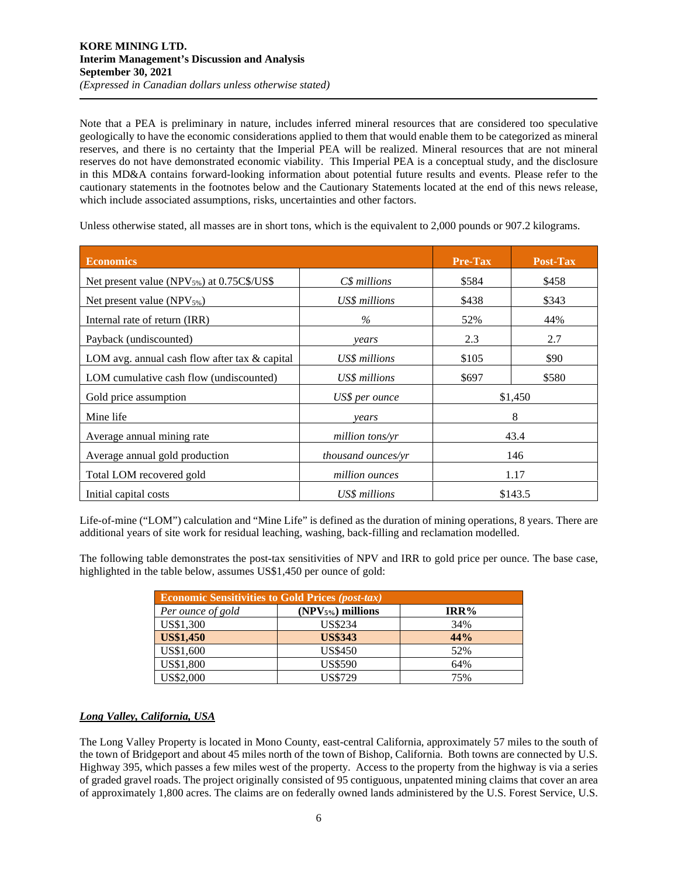Note that a PEA is preliminary in nature, includes inferred mineral resources that are considered too speculative geologically to have the economic considerations applied to them that would enable them to be categorized as mineral reserves, and there is no certainty that the Imperial PEA will be realized. Mineral resources that are not mineral reserves do not have demonstrated economic viability. This Imperial PEA is a conceptual study, and the disclosure in this MD&A contains forward-looking information about potential future results and events. Please refer to the cautionary statements in the footnotes below and the Cautionary Statements located at the end of this news release, which include associated assumptions, risks, uncertainties and other factors.

Unless otherwise stated, all masses are in short tons, which is the equivalent to 2,000 pounds or 907.2 kilograms.

| **Economics** | | **Pre-Tax** | **Post-Tax** |
|---|---|---|---|
| Net present value ($NPV_{5\%}$) at 0.75C$/US$ | *C$ millions* | $584 | $458 |
| Net present value ($NPV_{5\%}$) | *US$ millions* | $438 | $343 |
| Internal rate of return (IRR) | *%* | 52% | 44% |
| Payback (undiscounted) | *years* | 2.3 | 2.7 |
| LOM avg. annual cash flow after tax & capital | *US$ millions* | $105 | $90 |
| LOM cumulative cash flow (undiscounted) | *US$ millions* | $697 | $580 |
| Gold price assumption | *US$ per ounce* | $1,450 | |
| Mine life | *years* | 8 | |
| Average annual mining rate | *million tons/yr* | 43.4 | |
| Average annual gold production | *thousand ounces/yr* | 146 | |
| Total LOM recovered gold | *million ounces* | 1.17 | |
| Initial capital costs | *US$ millions* | $143.5 | |

Life-of-mine ("LOM") calculation and "Mine Life" is defined as the duration of mining operations, 8 years. There are additional years of site work for residual leaching, washing, back-filling and reclamation modelled.

The following table demonstrates the post-tax sensitivities of NPV and IRR to gold price per ounce. The base case, highlighted in the table below, assumes US$1,450 per ounce of gold:

| **Economic Sensitivities to Gold Prices *(post-tax)*** | | |
|---|---|---|
| *Per ounce of gold* | **($NPV_{5\%}$) millions** | **IRR%** |
| US$1,300 | US$234 | 34% |
| **US$1,450** | **US$343** | **44%** |
| US$1,600 | US$450 | 52% |
| US$1,800 | US$590 | 64% |
| US$2,000 | US$729 | 75% |

***Long Valley, California, USA***

The Long Valley Property is located in Mono County, east-central California, approximately 57 miles to the south of the town of Bridgeport and about 45 miles north of the town of Bishop, California. Both towns are connected by U.S. Highway 395, which passes a few miles west of the property. Access to the property from the highway is via a series of graded gravel roads. The project originally consisted of 95 contiguous, unpatented mining claims that cover an area of approximately 1,800 acres. The claims are on federally owned lands administered by the U.S. Forest Service, U.S.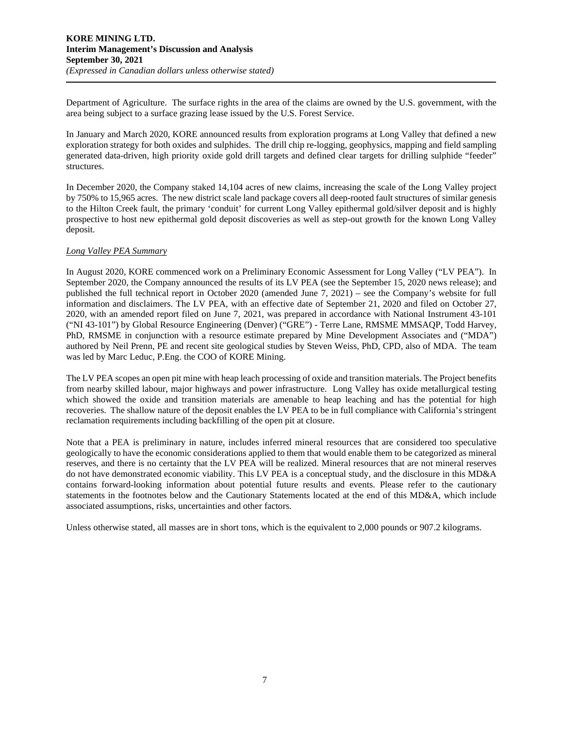Department of Agriculture. The surface rights in the area of the claims are owned by the U.S. government, with the area being subject to a surface grazing lease issued by the U.S. Forest Service.

In January and March 2020, KORE announced results from exploration programs at Long Valley that defined a new exploration strategy for both oxides and sulphides. The drill chip re-logging, geophysics, mapping and field sampling generated data-driven, high priority oxide gold drill targets and defined clear targets for drilling sulphide "feeder" structures.

In December 2020, the Company staked 14,104 acres of new claims, increasing the scale of the Long Valley project by 750% to 15,965 acres. The new district scale land package covers all deep-rooted fault structures of similar genesis to the Hilton Creek fault, the primary 'conduit' for current Long Valley epithermal gold/silver deposit and is highly prospective to host new epithermal gold deposit discoveries as well as step-out growth for the known Long Valley deposit.

*Long Valley PEA Summary*

In August 2020, KORE commenced work on a Preliminary Economic Assessment for Long Valley ("LV PEA"). In September 2020, the Company announced the results of its LV PEA (see the September 15, 2020 news release); and published the full technical report in October 2020 (amended June 7, 2021) – see the Company's website for full information and disclaimers. The LV PEA, with an effective date of September 21, 2020 and filed on October 27, 2020, with an amended report filed on June 7, 2021, was prepared in accordance with National Instrument 43-101 ("NI 43-101") by Global Resource Engineering (Denver) ("GRE") - Terre Lane, RMSME MMSAQP, Todd Harvey, PhD, RMSME in conjunction with a resource estimate prepared by Mine Development Associates and ("MDA") authored by Neil Prenn, PE and recent site geological studies by Steven Weiss, PhD, CPD, also of MDA. The team was led by Marc Leduc, P.Eng. the COO of KORE Mining.

The LV PEA scopes an open pit mine with heap leach processing of oxide and transition materials. The Project benefits from nearby skilled labour, major highways and power infrastructure. Long Valley has oxide metallurgical testing which showed the oxide and transition materials are amenable to heap leaching and has the potential for high recoveries. The shallow nature of the deposit enables the LV PEA to be in full compliance with California's stringent reclamation requirements including backfilling of the open pit at closure.

Note that a PEA is preliminary in nature, includes inferred mineral resources that are considered too speculative geologically to have the economic considerations applied to them that would enable them to be categorized as mineral reserves, and there is no certainty that the LV PEA will be realized. Mineral resources that are not mineral reserves do not have demonstrated economic viability. This LV PEA is a conceptual study, and the disclosure in this MD&A contains forward-looking information about potential future results and events. Please refer to the cautionary statements in the footnotes below and the Cautionary Statements located at the end of this MD&A, which include associated assumptions, risks, uncertainties and other factors.

Unless otherwise stated, all masses are in short tons, which is the equivalent to 2,000 pounds or 907.2 kilograms.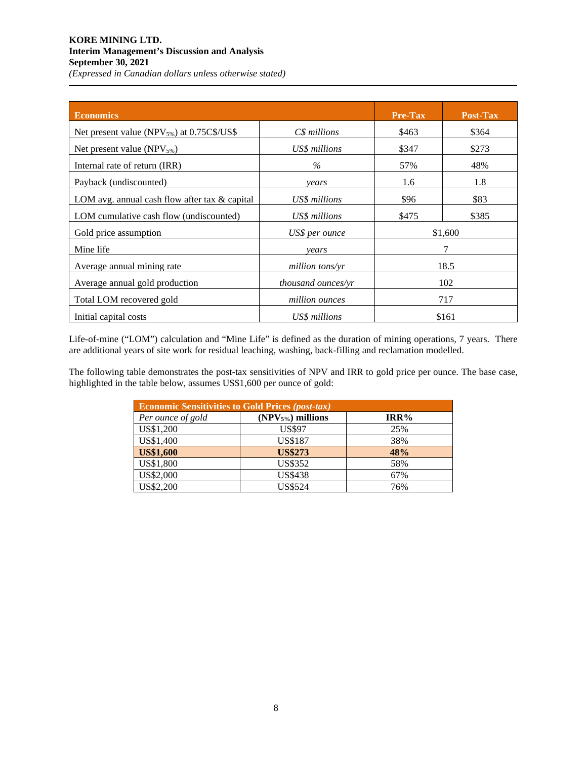| Economics | | Pre-Tax | Post-Tax |
|---|---|---|---|
| Net present value ($NPV_{5\%}$) at 0.75C$/US$ | *C$ millions* | $463 | $364 |
| Net present value ($NPV_{5\%}$) | *US$ millions* | $347 | $273 |
| Internal rate of return (IRR) | *%* | 57% | 48% |
| Payback (undiscounted) | *years* | 1.6 | 1.8 |
| LOM avg. annual cash flow after tax & capital | *US$ millions* | $96 | $83 |
| LOM cumulative cash flow (undiscounted) | *US$ millions* | $475 | $385 |
| Gold price assumption | *US$ per ounce* | $1,600 | |
| Mine life | *years* | 7 | |
| Average annual mining rate | *million tons/yr* | 18.5 | |
| Average annual gold production | *thousand ounces/yr* | 102 | |
| Total LOM recovered gold | *million ounces* | 717 | |
| Initial capital costs | *US$ millions* | $161 | |

Life-of-mine ("LOM") calculation and "Mine Life" is defined as the duration of mining operations, 7 years. There are additional years of site work for residual leaching, washing, back-filling and reclamation modelled.

The following table demonstrates the post-tax sensitivities of NPV and IRR to gold price per ounce. The base case, highlighted in the table below, assumes US$1,600 per ounce of gold:

| Economic Sensitivities to Gold Prices *(post-tax)* | | |
|---|---|---|
| *Per ounce of gold* | **($NPV_{5\%}$) millions** | **IRR%** |
| US$1,200 | US$97 | 25% |
| US$1,400 | US$187 | 38% |
| **US$1,600** | **US$273** | **48%** |
| US$1,800 | US$352 | 58% |
| US$2,000 | US$438 | 67% |
| US$2,200 | US$524 | 76% |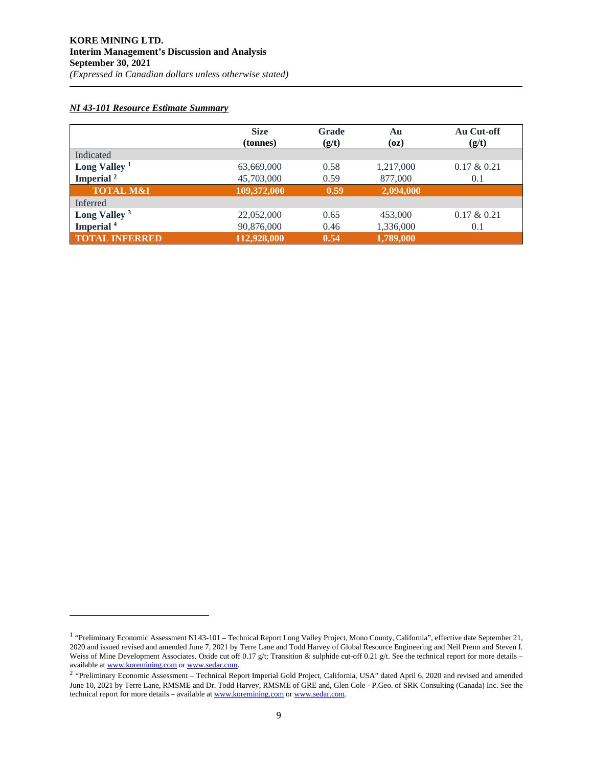***NI 43-101 Resource Estimate Summary***

| | Size (tonnes) | Grade (g/t) | Au (oz) | Au Cut-off (g/t) |
|---|---|---|---|---|
| Indicated | | | | |
| **Long Valley** [1] | 63,669,000 | 0.58 | 1,217,000 | 0.17 & 0.21 |
| **Imperial** [2] | 45,703,000 | 0.59 | 877,000 | 0.1 |
| **TOTAL M&I** | **109,372,000** | **0.59** | **2,094,000** | |
| Inferred | | | | |
| **Long Valley** [3] | 22,052,000 | 0.65 | 453,000 | 0.17 & 0.21 |
| **Imperial** [4] | 90,876,000 | 0.46 | 1,336,000 | 0.1 |
| **TOTAL INFERRED** | **112,928,000** | **0.54** | **1,789,000** | |

---

[1] "Preliminary Economic Assessment NI 43-101 – Technical Report Long Valley Project, Mono County, California", effective date September 21, 2020 and issued revised and amended June 7, 2021 by Terre Lane and Todd Harvey of Global Resource Engineering and Neil Prenn and Steven I. Weiss of Mine Development Associates. Oxide cut off 0.17 g/t; Transition & sulphide cut-off 0.21 g/t. See the technical report for more details – available at www.koremining.com or www.sedar.com.

[2] "Preliminary Economic Assessment – Technical Report Imperial Gold Project, California, USA" dated April 6, 2020 and revised and amended June 10, 2021 by Terre Lane, RMSME and Dr. Todd Harvey, RMSME of GRE and, Glen Cole - P.Geo. of SRK Consulting (Canada) Inc. See the technical report for more details – available at www.koremining.com or www.sedar.com.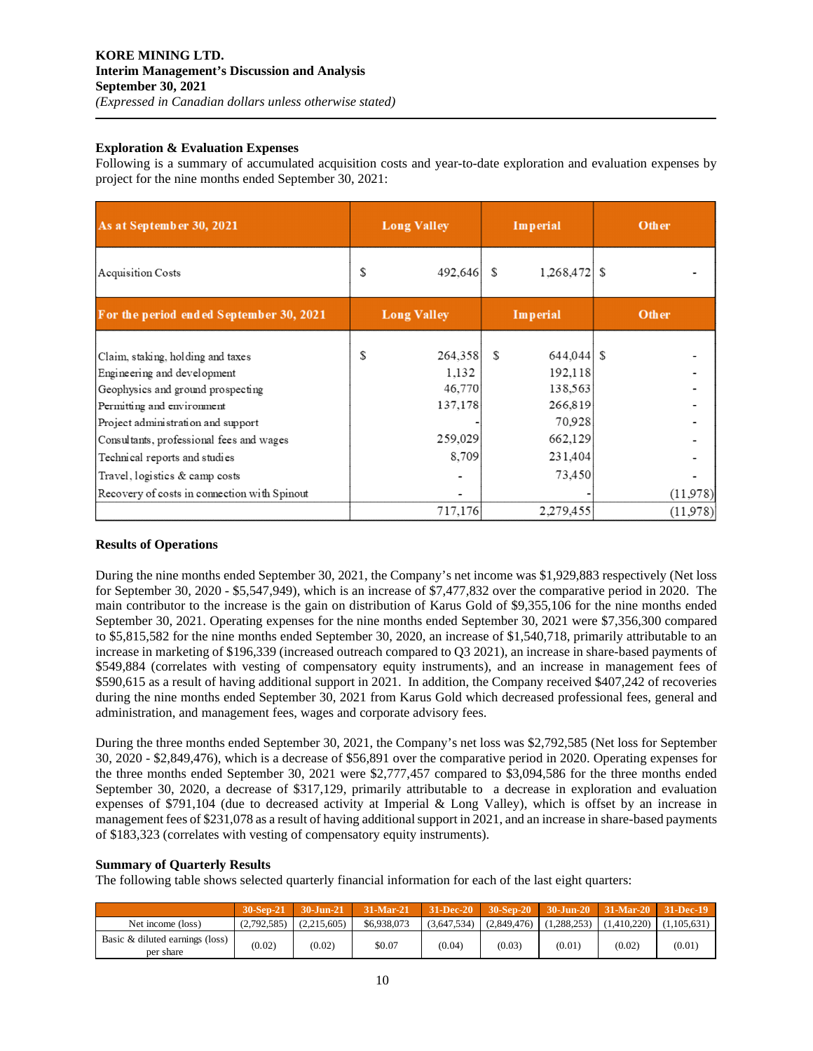### Exploration & Evaluation Expenses

Following is a summary of accumulated acquisition costs and year-to-date exploration and evaluation expenses by project for the nine months ended September 30, 2021:

| As at September 30, 2021 | Long Valley | Imperial | Other |
|---|---|---|---|
| Acquisition Costs | $ 492,646 | $ 1,268,472 | $ - |

| For the period ended September 30, 2021 | Long Valley | Imperial | Other |
|---|---|---|---|
| Claim, staking, holding and taxes | $ 264,358 | $ 644,044 | $ - |
| Engineering and development | 1,132 | 192,118 | - |
| Geophysics and ground prospecting | 46,770 | 138,563 | - |
| Permitting and environment | 137,178 | 266,819 | - |
| Project administration and support | - | 70,928 | - |
| Consultants, professional fees and wages | 259,029 | 662,129 | - |
| Technical reports and studies | 8,709 | 231,404 | - |
| Travel, logistics & camp costs | - | 73,450 | - |
| Recovery of costs in connection with Spinout | - | - | (11,978) |
| | 717,176 | 2,279,455 | (11,978) |

### Results of Operations

During the nine months ended September 30, 2021, the Company's net income was $1,929,883 respectively (Net loss for September 30, 2020 - $5,547,949), which is an increase of $7,477,832 over the comparative period in 2020. The main contributor to the increase is the gain on distribution of Karus Gold of $9,355,106 for the nine months ended September 30, 2021. Operating expenses for the nine months ended September 30, 2021 were $7,356,300 compared to $5,815,582 for the nine months ended September 30, 2020, an increase of $1,540,718, primarily attributable to an increase in marketing of $196,339 (increased outreach compared to Q3 2021), an increase in share-based payments of $549,884 (correlates with vesting of compensatory equity instruments), and an increase in management fees of $590,615 as a result of having additional support in 2021. In addition, the Company received $407,242 of recoveries during the nine months ended September 30, 2021 from Karus Gold which decreased professional fees, general and administration, and management fees, wages and corporate advisory fees.

During the three months ended September 30, 2021, the Company's net loss was $2,792,585 (Net loss for September 30, 2020 - $2,849,476), which is a decrease of $56,891 over the comparative period in 2020. Operating expenses for the three months ended September 30, 2021 were $2,777,457 compared to $3,094,586 for the three months ended September 30, 2020, a decrease of $317,129, primarily attributable to a decrease in exploration and evaluation expenses of $791,104 (due to decreased activity at Imperial & Long Valley), which is offset by an increase in management fees of $231,078 as a result of having additional support in 2021, and an increase in share-based payments of $183,323 (correlates with vesting of compensatory equity instruments).

### Summary of Quarterly Results

The following table shows selected quarterly financial information for each of the last eight quarters:

| | 30-Sep-21 | 30-Jun-21 | 31-Mar-21 | 31-Dec-20 | 30-Sep-20 | 30-Jun-20 | 31-Mar-20 | 31-Dec-19 |
|---|---|---|---|---|---|---|---|---|
| Net income (loss) | (2,792,585) | (2,215,605) | $6,938,073 | (3,647,534) | (2,849,476) | (1,288,253) | (1,410,220) | (1,105,631) |
| Basic & diluted earnings (loss) per share | (0.02) | (0.02) | $0.07 | (0.04) | (0.03) | (0.01) | (0.02) | (0.01) |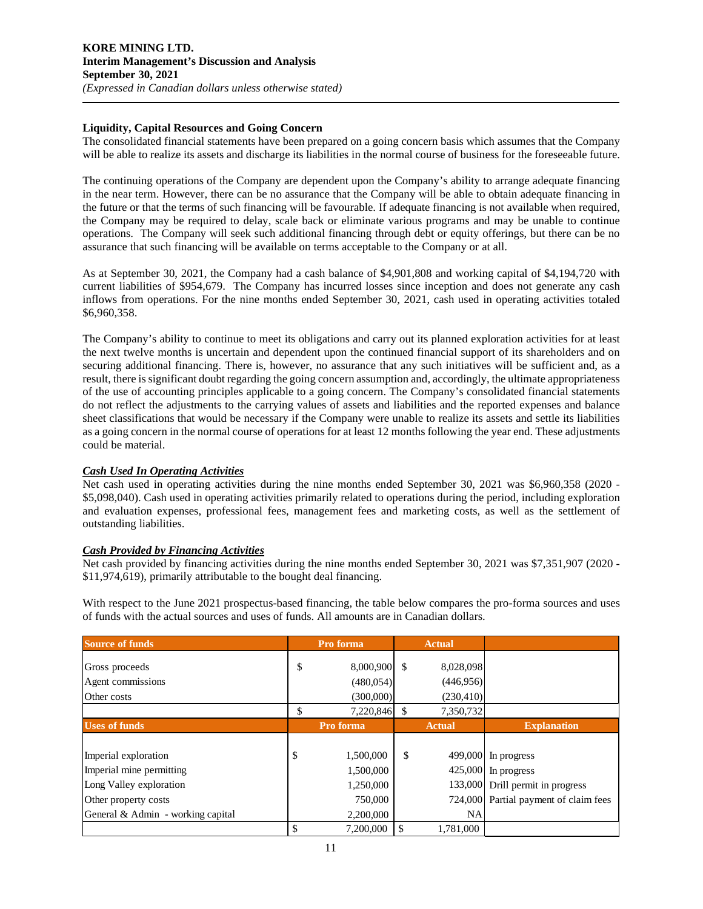### Liquidity, Capital Resources and Going Concern

The consolidated financial statements have been prepared on a going concern basis which assumes that the Company will be able to realize its assets and discharge its liabilities in the normal course of business for the foreseeable future.

The continuing operations of the Company are dependent upon the Company's ability to arrange adequate financing in the near term. However, there can be no assurance that the Company will be able to obtain adequate financing in the future or that the terms of such financing will be favourable. If adequate financing is not available when required, the Company may be required to delay, scale back or eliminate various programs and may be unable to continue operations. The Company will seek such additional financing through debt or equity offerings, but there can be no assurance that such financing will be available on terms acceptable to the Company or at all.

As at September 30, 2021, the Company had a cash balance of $4,901,808 and working capital of $4,194,720 with current liabilities of $954,679. The Company has incurred losses since inception and does not generate any cash inflows from operations. For the nine months ended September 30, 2021, cash used in operating activities totaled $6,960,358.

The Company's ability to continue to meet its obligations and carry out its planned exploration activities for at least the next twelve months is uncertain and dependent upon the continued financial support of its shareholders and on securing additional financing. There is, however, no assurance that any such initiatives will be sufficient and, as a result, there is significant doubt regarding the going concern assumption and, accordingly, the ultimate appropriateness of the use of accounting principles applicable to a going concern. The Company's consolidated financial statements do not reflect the adjustments to the carrying values of assets and liabilities and the reported expenses and balance sheet classifications that would be necessary if the Company were unable to realize its assets and settle its liabilities as a going concern in the normal course of operations for at least 12 months following the year end. These adjustments could be material.

***Cash Used In Operating Activities***

Net cash used in operating activities during the nine months ended September 30, 2021 was $6,960,358 (2020 - $5,098,040). Cash used in operating activities primarily related to operations during the period, including exploration and evaluation expenses, professional fees, management fees and marketing costs, as well as the settlement of outstanding liabilities.

***Cash Provided by Financing Activities***

Net cash provided by financing activities during the nine months ended September 30, 2021 was $7,351,907 (2020 - $11,974,619), primarily attributable to the bought deal financing.

With respect to the June 2021 prospectus-based financing, the table below compares the pro-forma sources and uses of funds with the actual sources and uses of funds. All amounts are in Canadian dollars.

| Source of funds | Pro forma | Actual | |
|---|---|---|---|
| Gross proceeds | $ 8,000,900 | $ 8,028,098 | |
| Agent commissions | (480,054) | (446,956) | |
| Other costs | (300,000) | (230,410) | |
| | $ 7,220,846 | $ 7,350,732 | |
| **Uses of funds** | **Pro forma** | **Actual** | **Explanation** |
| Imperial exploration | $ 1,500,000 | $ 499,000 | In progress |
| Imperial mine permitting | 1,500,000 | 425,000 | In progress |
| Long Valley exploration | 1,250,000 | 133,000 | Drill permit in progress |
| Other property costs | 750,000 | 724,000 | Partial payment of claim fees |
| General & Admin - working capital | 2,200,000 | NA | |
| | $ 7,200,000 | $ 1,781,000 | |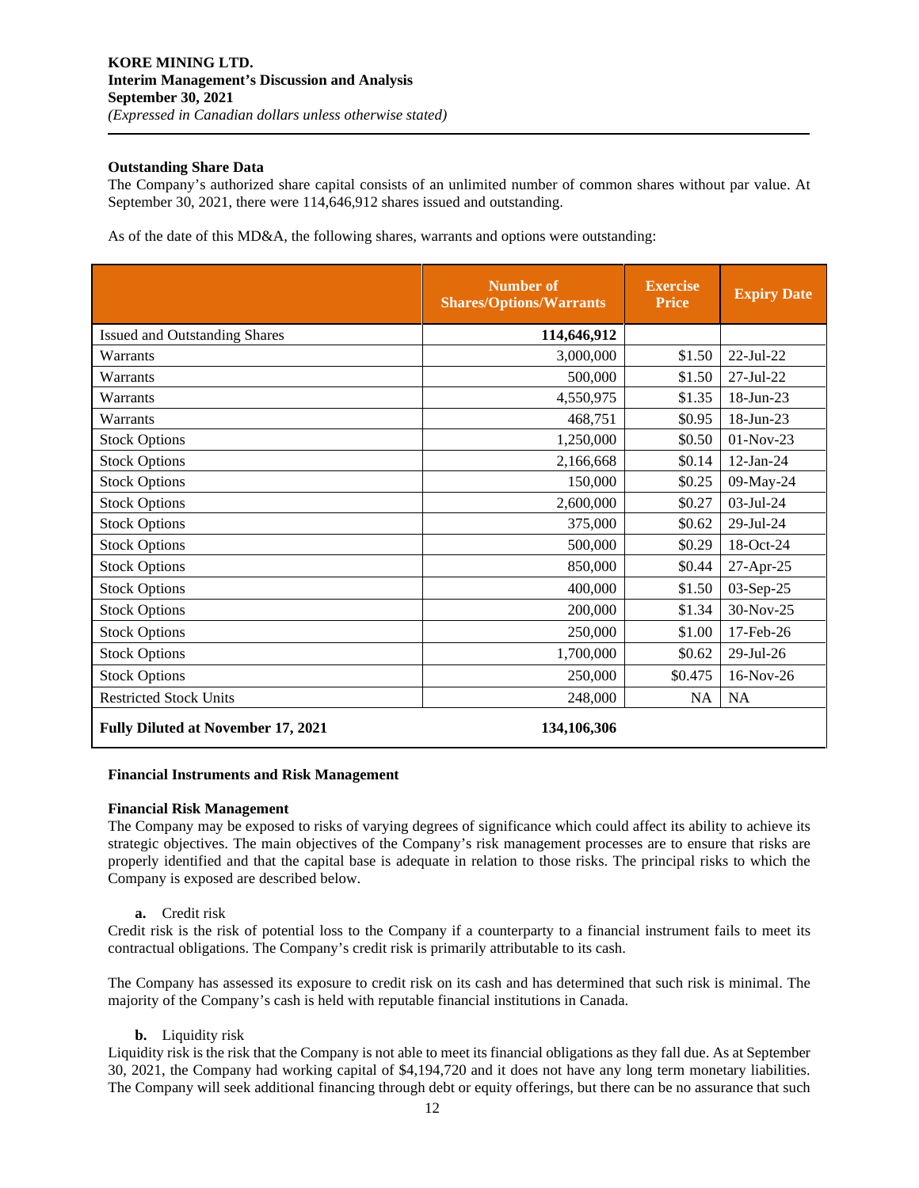**KORE MINING LTD.**
**Interim Management's Discussion and Analysis**
**September 30, 2021**
*(Expressed in Canadian dollars unless otherwise stated)*

**Outstanding Share Data**

The Company's authorized share capital consists of an unlimited number of common shares without par value. At September 30, 2021, there were 114,646,912 shares issued and outstanding.

As of the date of this MD&A, the following shares, warrants and options were outstanding:

| | Number of Shares/Options/Warrants | Exercise Price | Expiry Date |
|---|---|---|---|
| Issued and Outstanding Shares | **114,646,912** | | |
| Warrants | 3,000,000 | $1.50 | 22-Jul-22 |
| Warrants | 500,000 | $1.50 | 27-Jul-22 |
| Warrants | 4,550,975 | $1.35 | 18-Jun-23 |
| Warrants | 468,751 | $0.95 | 18-Jun-23 |
| Stock Options | 1,250,000 | $0.50 | 01-Nov-23 |
| Stock Options | 2,166,668 | $0.14 | 12-Jan-24 |
| Stock Options | 150,000 | $0.25 | 09-May-24 |
| Stock Options | 2,600,000 | $0.27 | 03-Jul-24 |
| Stock Options | 375,000 | $0.62 | 29-Jul-24 |
| Stock Options | 500,000 | $0.29 | 18-Oct-24 |
| Stock Options | 850,000 | $0.44 | 27-Apr-25 |
| Stock Options | 400,000 | $1.50 | 03-Sep-25 |
| Stock Options | 200,000 | $1.34 | 30-Nov-25 |
| Stock Options | 250,000 | $1.00 | 17-Feb-26 |
| Stock Options | 1,700,000 | $0.62 | 29-Jul-26 |
| Stock Options | 250,000 | $0.475 | 16-Nov-26 |
| Restricted Stock Units | 248,000 | NA | NA |
| **Fully Diluted at November 17, 2021** | **134,106,306** | | |

**Financial Instruments and Risk Management**

**Financial Risk Management**

The Company may be exposed to risks of varying degrees of significance which could affect its ability to achieve its strategic objectives. The main objectives of the Company's risk management processes are to ensure that risks are properly identified and that the capital base is adequate in relation to those risks. The principal risks to which the Company is exposed are described below.

**a.** Credit risk

Credit risk is the risk of potential loss to the Company if a counterparty to a financial instrument fails to meet its contractual obligations. The Company's credit risk is primarily attributable to its cash.

The Company has assessed its exposure to credit risk on its cash and has determined that such risk is minimal. The majority of the Company's cash is held with reputable financial institutions in Canada.

**b.** Liquidity risk

Liquidity risk is the risk that the Company is not able to meet its financial obligations as they fall due. As at September 30, 2021, the Company had working capital of $4,194,720 and it does not have any long term monetary liabilities. The Company will seek additional financing through debt or equity offerings, but there can be no assurance that such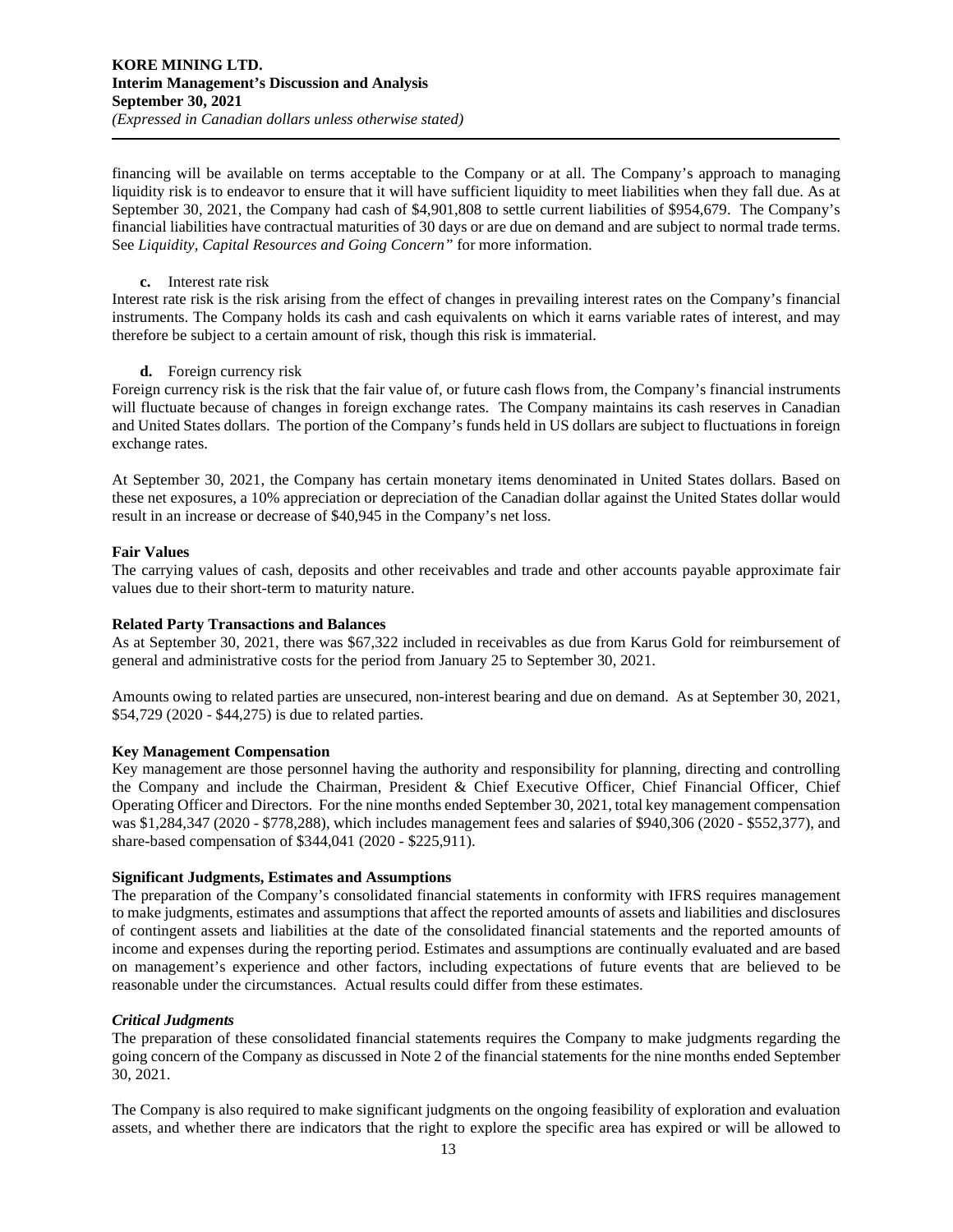financing will be available on terms acceptable to the Company or at all. The Company's approach to managing liquidity risk is to endeavor to ensure that it will have sufficient liquidity to meet liabilities when they fall due. As at September 30, 2021, the Company had cash of $4,901,808 to settle current liabilities of $954,679. The Company's financial liabilities have contractual maturities of 30 days or are due on demand and are subject to normal trade terms. See *Liquidity, Capital Resources and Going Concern"* for more information.

**c.** Interest rate risk

Interest rate risk is the risk arising from the effect of changes in prevailing interest rates on the Company's financial instruments. The Company holds its cash and cash equivalents on which it earns variable rates of interest, and may therefore be subject to a certain amount of risk, though this risk is immaterial.

**d.** Foreign currency risk

Foreign currency risk is the risk that the fair value of, or future cash flows from, the Company's financial instruments will fluctuate because of changes in foreign exchange rates. The Company maintains its cash reserves in Canadian and United States dollars. The portion of the Company's funds held in US dollars are subject to fluctuations in foreign exchange rates.

At September 30, 2021, the Company has certain monetary items denominated in United States dollars. Based on these net exposures, a 10% appreciation or depreciation of the Canadian dollar against the United States dollar would result in an increase or decrease of $40,945 in the Company's net loss.

**Fair Values**

The carrying values of cash, deposits and other receivables and trade and other accounts payable approximate fair values due to their short-term to maturity nature.

**Related Party Transactions and Balances**

As at September 30, 2021, there was $67,322 included in receivables as due from Karus Gold for reimbursement of general and administrative costs for the period from January 25 to September 30, 2021.

Amounts owing to related parties are unsecured, non-interest bearing and due on demand. As at September 30, 2021, $54,729 (2020 - $44,275) is due to related parties.

**Key Management Compensation**

Key management are those personnel having the authority and responsibility for planning, directing and controlling the Company and include the Chairman, President & Chief Executive Officer, Chief Financial Officer, Chief Operating Officer and Directors. For the nine months ended September 30, 2021, total key management compensation was $1,284,347 (2020 - $778,288), which includes management fees and salaries of $940,306 (2020 - $552,377), and share-based compensation of $344,041 (2020 - $225,911).

**Significant Judgments, Estimates and Assumptions**

The preparation of the Company's consolidated financial statements in conformity with IFRS requires management to make judgments, estimates and assumptions that affect the reported amounts of assets and liabilities and disclosures of contingent assets and liabilities at the date of the consolidated financial statements and the reported amounts of income and expenses during the reporting period. Estimates and assumptions are continually evaluated and are based on management's experience and other factors, including expectations of future events that are believed to be reasonable under the circumstances. Actual results could differ from these estimates.

***Critical Judgments***

The preparation of these consolidated financial statements requires the Company to make judgments regarding the going concern of the Company as discussed in Note 2 of the financial statements for the nine months ended September 30, 2021.

The Company is also required to make significant judgments on the ongoing feasibility of exploration and evaluation assets, and whether there are indicators that the right to explore the specific area has expired or will be allowed to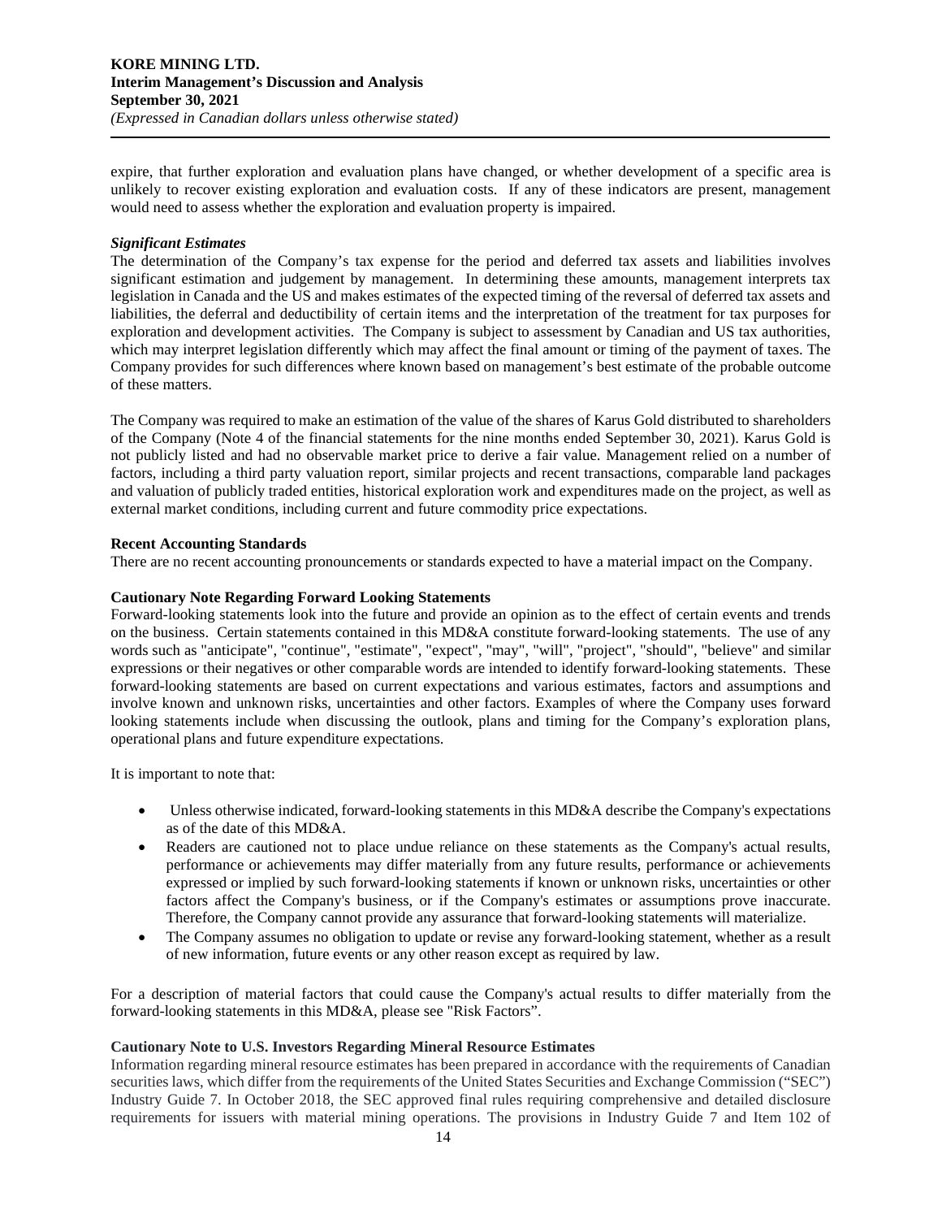expire, that further exploration and evaluation plans have changed, or whether development of a specific area is unlikely to recover existing exploration and evaluation costs. If any of these indicators are present, management would need to assess whether the exploration and evaluation property is impaired.

***Significant Estimates***

The determination of the Company's tax expense for the period and deferred tax assets and liabilities involves significant estimation and judgement by management. In determining these amounts, management interprets tax legislation in Canada and the US and makes estimates of the expected timing of the reversal of deferred tax assets and liabilities, the deferral and deductibility of certain items and the interpretation of the treatment for tax purposes for exploration and development activities. The Company is subject to assessment by Canadian and US tax authorities, which may interpret legislation differently which may affect the final amount or timing of the payment of taxes. The Company provides for such differences where known based on management's best estimate of the probable outcome of these matters.

The Company was required to make an estimation of the value of the shares of Karus Gold distributed to shareholders of the Company (Note 4 of the financial statements for the nine months ended September 30, 2021). Karus Gold is not publicly listed and had no observable market price to derive a fair value. Management relied on a number of factors, including a third party valuation report, similar projects and recent transactions, comparable land packages and valuation of publicly traded entities, historical exploration work and expenditures made on the project, as well as external market conditions, including current and future commodity price expectations.

**Recent Accounting Standards**

There are no recent accounting pronouncements or standards expected to have a material impact on the Company.

**Cautionary Note Regarding Forward Looking Statements**

Forward-looking statements look into the future and provide an opinion as to the effect of certain events and trends on the business. Certain statements contained in this MD&A constitute forward-looking statements. The use of any words such as "anticipate", "continue", "estimate", "expect", "may", "will", "project", "should", "believe" and similar expressions or their negatives or other comparable words are intended to identify forward-looking statements. These forward-looking statements are based on current expectations and various estimates, factors and assumptions and involve known and unknown risks, uncertainties and other factors. Examples of where the Company uses forward looking statements include when discussing the outlook, plans and timing for the Company's exploration plans, operational plans and future expenditure expectations.

It is important to note that:

- Unless otherwise indicated, forward-looking statements in this MD&A describe the Company's expectations as of the date of this MD&A.
- Readers are cautioned not to place undue reliance on these statements as the Company's actual results, performance or achievements may differ materially from any future results, performance or achievements expressed or implied by such forward-looking statements if known or unknown risks, uncertainties or other factors affect the Company's business, or if the Company's estimates or assumptions prove inaccurate. Therefore, the Company cannot provide any assurance that forward-looking statements will materialize.
- The Company assumes no obligation to update or revise any forward-looking statement, whether as a result of new information, future events or any other reason except as required by law.

For a description of material factors that could cause the Company's actual results to differ materially from the forward-looking statements in this MD&A, please see "Risk Factors".

**Cautionary Note to U.S. Investors Regarding Mineral Resource Estimates**

Information regarding mineral resource estimates has been prepared in accordance with the requirements of Canadian securities laws, which differ from the requirements of the United States Securities and Exchange Commission ("SEC") Industry Guide 7. In October 2018, the SEC approved final rules requiring comprehensive and detailed disclosure requirements for issuers with material mining operations. The provisions in Industry Guide 7 and Item 102 of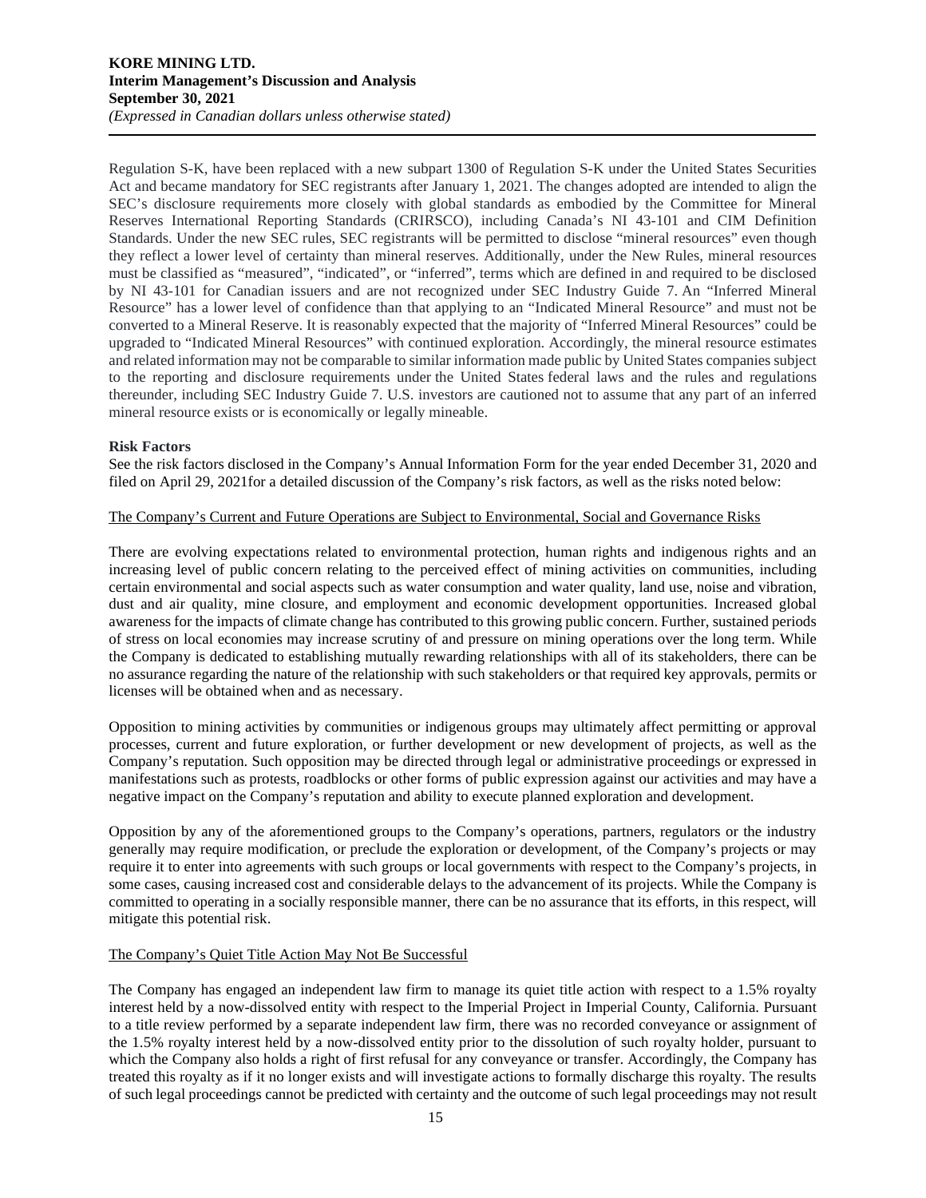Regulation S-K, have been replaced with a new subpart 1300 of Regulation S-K under the United States Securities Act and became mandatory for SEC registrants after January 1, 2021. The changes adopted are intended to align the SEC's disclosure requirements more closely with global standards as embodied by the Committee for Mineral Reserves International Reporting Standards (CRIRSCO), including Canada's NI 43-101 and CIM Definition Standards. Under the new SEC rules, SEC registrants will be permitted to disclose "mineral resources" even though they reflect a lower level of certainty than mineral reserves. Additionally, under the New Rules, mineral resources must be classified as "measured", "indicated", or "inferred", terms which are defined in and required to be disclosed by NI 43-101 for Canadian issuers and are not recognized under SEC Industry Guide 7. An "Inferred Mineral Resource" has a lower level of confidence than that applying to an "Indicated Mineral Resource" and must not be converted to a Mineral Reserve. It is reasonably expected that the majority of "Inferred Mineral Resources" could be upgraded to "Indicated Mineral Resources" with continued exploration. Accordingly, the mineral resource estimates and related information may not be comparable to similar information made public by United States companies subject to the reporting and disclosure requirements under the United States federal laws and the rules and regulations thereunder, including SEC Industry Guide 7. U.S. investors are cautioned not to assume that any part of an inferred mineral resource exists or is economically or legally mineable.

**Risk Factors**

See the risk factors disclosed in the Company's Annual Information Form for the year ended December 31, 2020 and filed on April 29, 2021for a detailed discussion of the Company's risk factors, as well as the risks noted below:

The Company's Current and Future Operations are Subject to Environmental, Social and Governance Risks

There are evolving expectations related to environmental protection, human rights and indigenous rights and an increasing level of public concern relating to the perceived effect of mining activities on communities, including certain environmental and social aspects such as water consumption and water quality, land use, noise and vibration, dust and air quality, mine closure, and employment and economic development opportunities. Increased global awareness for the impacts of climate change has contributed to this growing public concern. Further, sustained periods of stress on local economies may increase scrutiny of and pressure on mining operations over the long term. While the Company is dedicated to establishing mutually rewarding relationships with all of its stakeholders, there can be no assurance regarding the nature of the relationship with such stakeholders or that required key approvals, permits or licenses will be obtained when and as necessary.

Opposition to mining activities by communities or indigenous groups may ultimately affect permitting or approval processes, current and future exploration, or further development or new development of projects, as well as the Company's reputation. Such opposition may be directed through legal or administrative proceedings or expressed in manifestations such as protests, roadblocks or other forms of public expression against our activities and may have a negative impact on the Company's reputation and ability to execute planned exploration and development.

Opposition by any of the aforementioned groups to the Company's operations, partners, regulators or the industry generally may require modification, or preclude the exploration or development, of the Company's projects or may require it to enter into agreements with such groups or local governments with respect to the Company's projects, in some cases, causing increased cost and considerable delays to the advancement of its projects. While the Company is committed to operating in a socially responsible manner, there can be no assurance that its efforts, in this respect, will mitigate this potential risk.

The Company's Quiet Title Action May Not Be Successful

The Company has engaged an independent law firm to manage its quiet title action with respect to a 1.5% royalty interest held by a now-dissolved entity with respect to the Imperial Project in Imperial County, California. Pursuant to a title review performed by a separate independent law firm, there was no recorded conveyance or assignment of the 1.5% royalty interest held by a now-dissolved entity prior to the dissolution of such royalty holder, pursuant to which the Company also holds a right of first refusal for any conveyance or transfer. Accordingly, the Company has treated this royalty as if it no longer exists and will investigate actions to formally discharge this royalty. The results of such legal proceedings cannot be predicted with certainty and the outcome of such legal proceedings may not result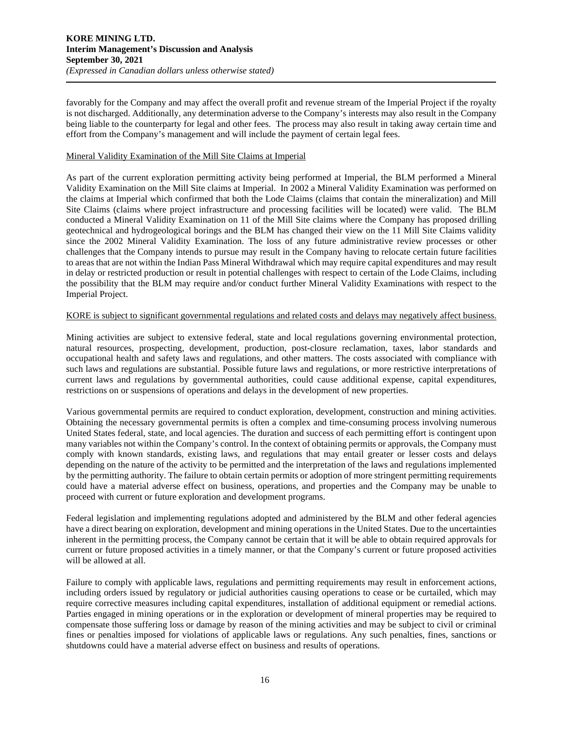favorably for the Company and may affect the overall profit and revenue stream of the Imperial Project if the royalty is not discharged. Additionally, any determination adverse to the Company's interests may also result in the Company being liable to the counterparty for legal and other fees. The process may also result in taking away certain time and effort from the Company's management and will include the payment of certain legal fees.

Mineral Validity Examination of the Mill Site Claims at Imperial

As part of the current exploration permitting activity being performed at Imperial, the BLM performed a Mineral Validity Examination on the Mill Site claims at Imperial. In 2002 a Mineral Validity Examination was performed on the claims at Imperial which confirmed that both the Lode Claims (claims that contain the mineralization) and Mill Site Claims (claims where project infrastructure and processing facilities will be located) were valid. The BLM conducted a Mineral Validity Examination on 11 of the Mill Site claims where the Company has proposed drilling geotechnical and hydrogeological borings and the BLM has changed their view on the 11 Mill Site Claims validity since the 2002 Mineral Validity Examination. The loss of any future administrative review processes or other challenges that the Company intends to pursue may result in the Company having to relocate certain future facilities to areas that are not within the Indian Pass Mineral Withdrawal which may require capital expenditures and may result in delay or restricted production or result in potential challenges with respect to certain of the Lode Claims, including the possibility that the BLM may require and/or conduct further Mineral Validity Examinations with respect to the Imperial Project.

KORE is subject to significant governmental regulations and related costs and delays may negatively affect business.

Mining activities are subject to extensive federal, state and local regulations governing environmental protection, natural resources, prospecting, development, production, post-closure reclamation, taxes, labor standards and occupational health and safety laws and regulations, and other matters. The costs associated with compliance with such laws and regulations are substantial. Possible future laws and regulations, or more restrictive interpretations of current laws and regulations by governmental authorities, could cause additional expense, capital expenditures, restrictions on or suspensions of operations and delays in the development of new properties.

Various governmental permits are required to conduct exploration, development, construction and mining activities. Obtaining the necessary governmental permits is often a complex and time-consuming process involving numerous United States federal, state, and local agencies. The duration and success of each permitting effort is contingent upon many variables not within the Company's control. In the context of obtaining permits or approvals, the Company must comply with known standards, existing laws, and regulations that may entail greater or lesser costs and delays depending on the nature of the activity to be permitted and the interpretation of the laws and regulations implemented by the permitting authority. The failure to obtain certain permits or adoption of more stringent permitting requirements could have a material adverse effect on business, operations, and properties and the Company may be unable to proceed with current or future exploration and development programs.

Federal legislation and implementing regulations adopted and administered by the BLM and other federal agencies have a direct bearing on exploration, development and mining operations in the United States. Due to the uncertainties inherent in the permitting process, the Company cannot be certain that it will be able to obtain required approvals for current or future proposed activities in a timely manner, or that the Company's current or future proposed activities will be allowed at all.

Failure to comply with applicable laws, regulations and permitting requirements may result in enforcement actions, including orders issued by regulatory or judicial authorities causing operations to cease or be curtailed, which may require corrective measures including capital expenditures, installation of additional equipment or remedial actions. Parties engaged in mining operations or in the exploration or development of mineral properties may be required to compensate those suffering loss or damage by reason of the mining activities and may be subject to civil or criminal fines or penalties imposed for violations of applicable laws or regulations. Any such penalties, fines, sanctions or shutdowns could have a material adverse effect on business and results of operations.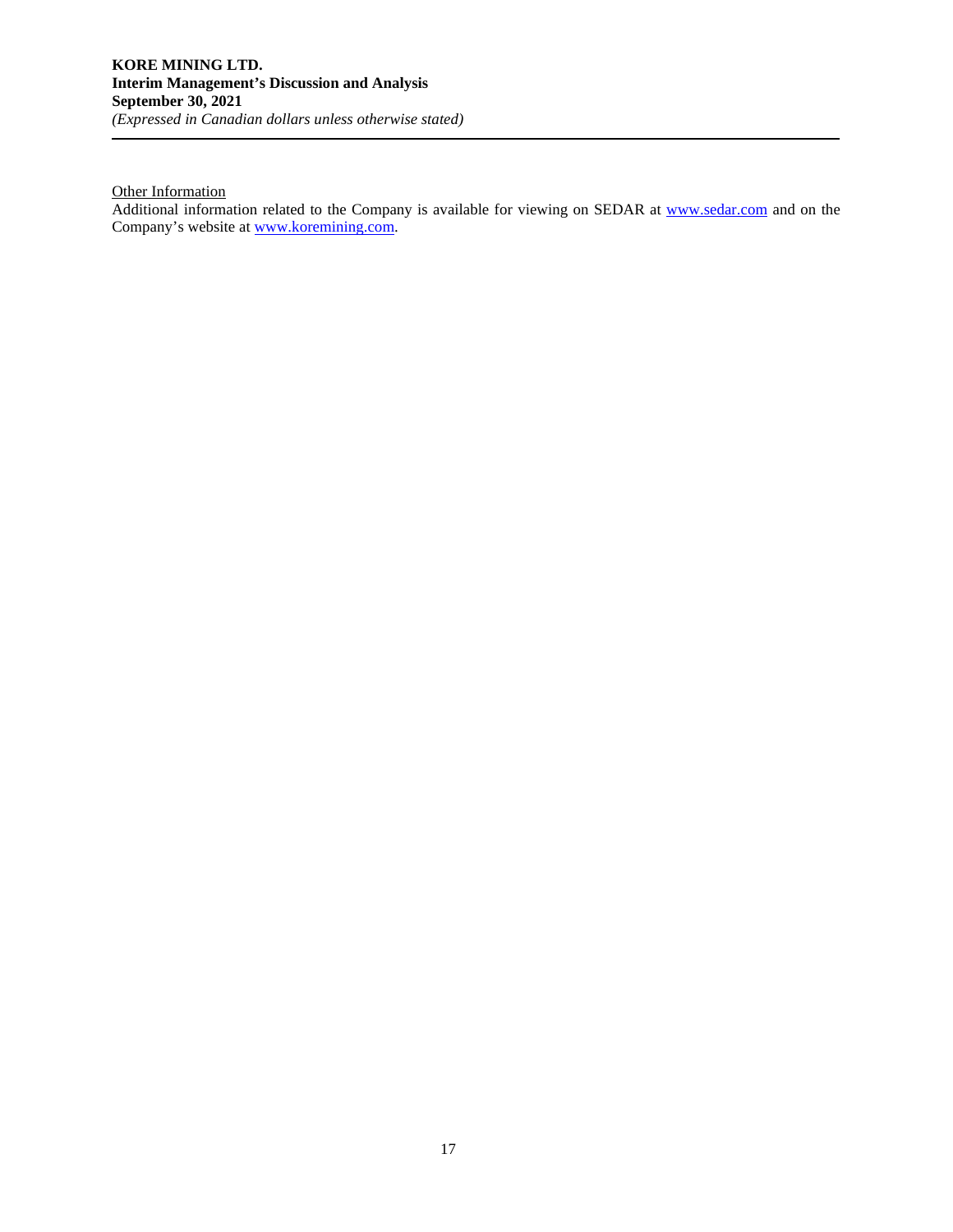Other Information

Additional information related to the Company is available for viewing on SEDAR at [www.sedar.com](http://www.sedar.com) and on the Company's website at [www.koremining.com](http://www.koremining.com).